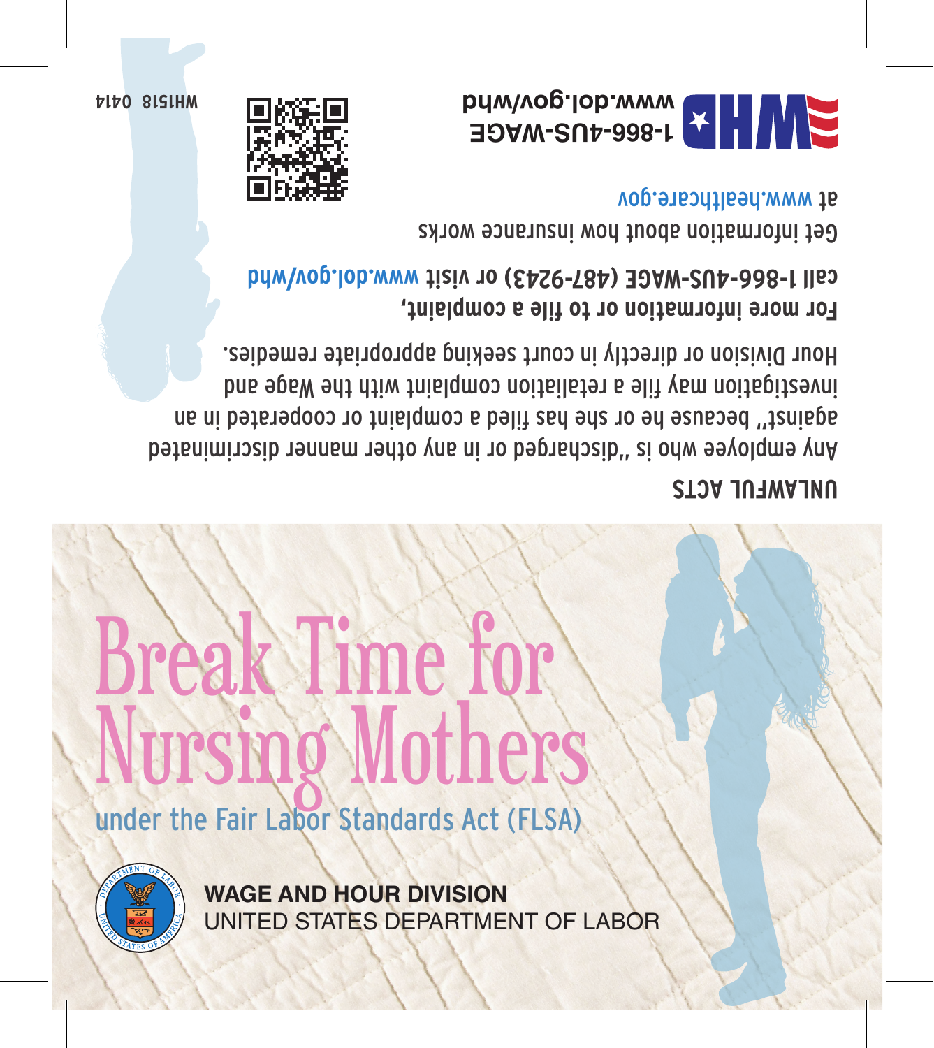# Break Time for Nursing Mothers

## under the Fair Labor Standards Act (FLSA)

**WAGE AND HOUR DIVISION**
UNITED STATES DEPARTMENT OF LABOR

## UNLAWFUL ACTS

Any employee who is "discharged or in any other manner discriminated against" because he or she has filed a complaint or cooperated in an investigation may file a retaliation complaint with the Wage and Hour Division or directly in court seeking appropriate remedies.

**For more information or to file a complaint, call 1-866-4US-WAGE (487-9243) or visit www.dol.gov/whd**

Get information about how insurance works at www.healthcare.gov

**1-866-4US-WAGE**
**www.dol.gov/whd**

WH1518 0414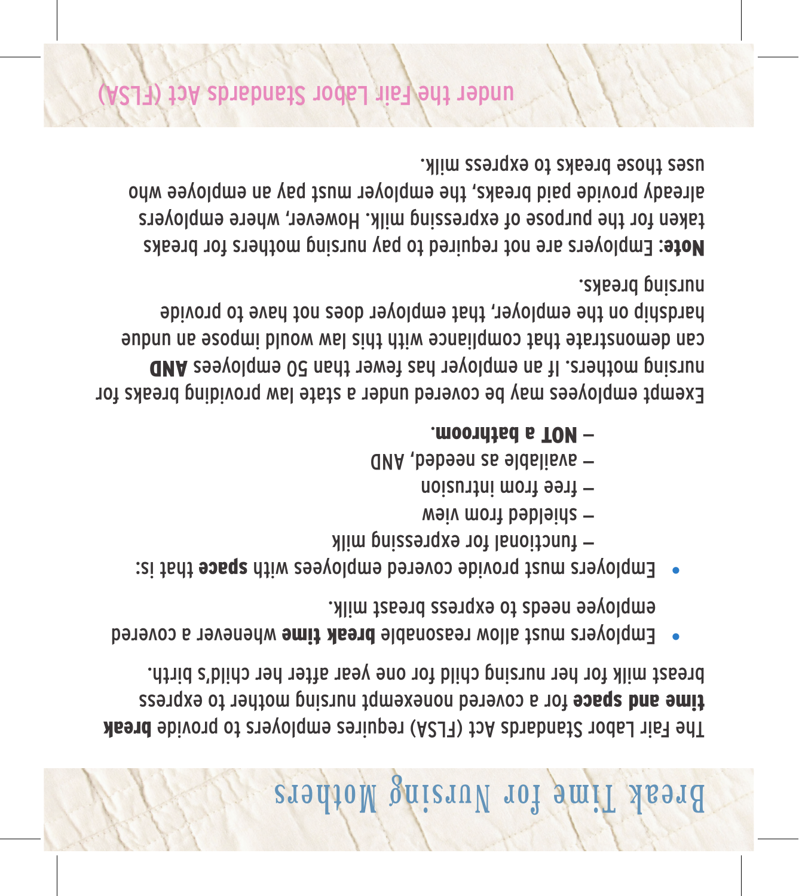# Break Time for Nursing Mothers

## under the Fair Labor Standards Act (FLSA)

The Fair Labor Standards Act (FLSA) requires employers to provide **break time and space** for a covered nonexempt nursing mother to express breast milk for her nursing child for one year after her child's birth.

- Employers must allow reasonable **break time** whenever a covered employee needs to express breast milk.
- Employers must provide covered employees with **space** that is:
  - – functional for expressing milk
  - – shielded from view
  - – free from intrusion
  - – available as needed, AND
  - – **NOT a bathroom.**

Exempt employees may be covered under a state law providing breaks for nursing mothers. If an employer has fewer than 50 employees **AND** can demonstrate that compliance with this law would impose an undue hardship on the employer, that employer does not have to provide nursing breaks.

**Note:** Employers are not required to pay nursing mothers for breaks taken for the purpose of expressing milk. However, where employers already provide paid breaks, the employer must pay an employee who uses those breaks to express milk.